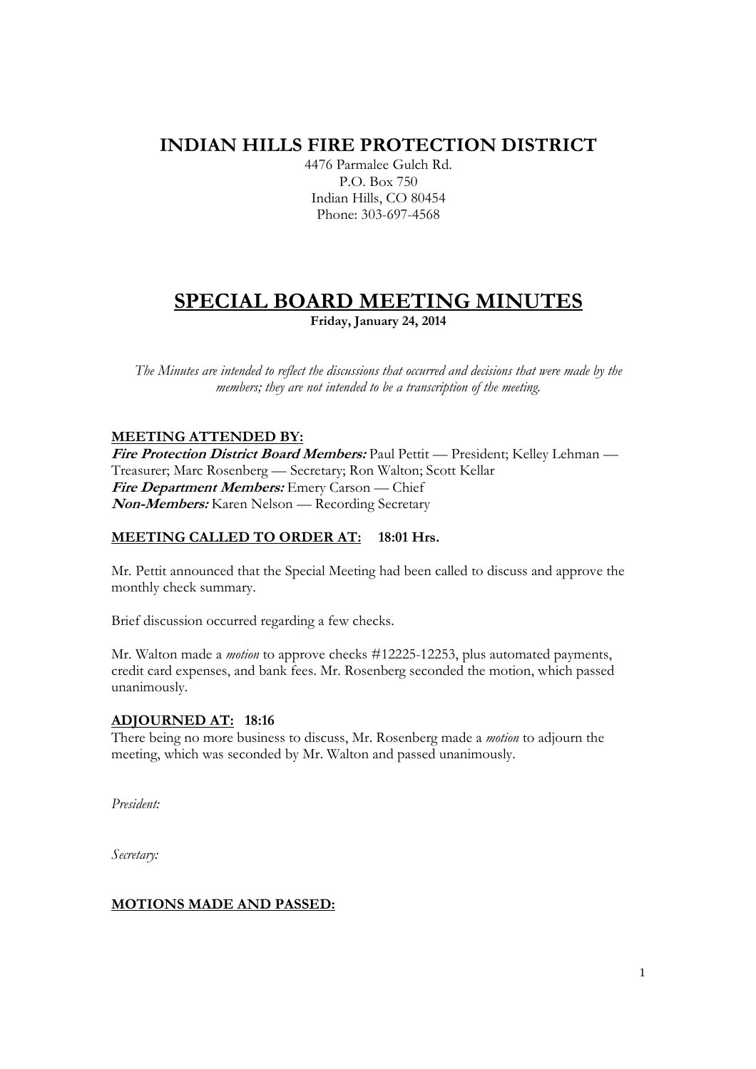# INDIAN HILLS FIRE PROTECTION DISTRICT

4476 Parmalee Gulch Rd.
P.O. Box 750
Indian Hills, CO 80454
Phone: 303-697-4568

# SPECIAL BOARD MEETING MINUTES

**Friday, January 24, 2014**

*The Minutes are intended to reflect the discussions that occurred and decisions that were made by the members; they are not intended to be a transcription of the meeting.*

**MEETING ATTENDED BY:**

***Fire Protection District Board Members:*** Paul Pettit — President; Kelley Lehman — Treasurer; Marc Rosenberg — Secretary; Ron Walton; Scott Kellar
***Fire Department Members:*** Emery Carson — Chief
***Non-Members:*** Karen Nelson — Recording Secretary

**MEETING CALLED TO ORDER AT: 18:01 Hrs.**

Mr. Pettit announced that the Special Meeting had been called to discuss and approve the monthly check summary.

Brief discussion occurred regarding a few checks.

Mr. Walton made a *motion* to approve checks #12225-12253, plus automated payments, credit card expenses, and bank fees. Mr. Rosenberg seconded the motion, which passed unanimously.

**ADJOURNED AT: 18:16**

There being no more business to discuss, Mr. Rosenberg made a *motion* to adjourn the meeting, which was seconded by Mr. Walton and passed unanimously.

*President:*

*Secretary:*

**MOTIONS MADE AND PASSED:**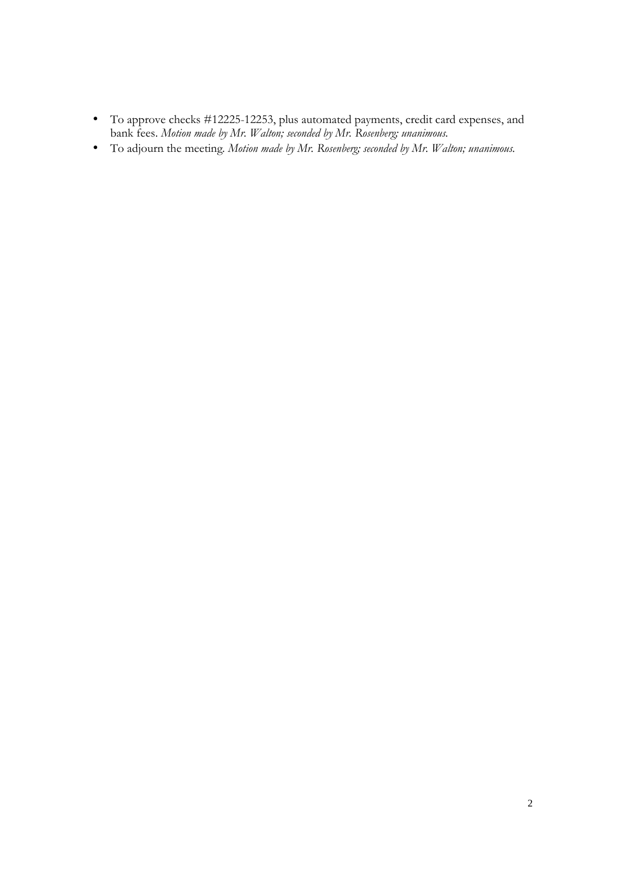- To approve checks #12225-12253, plus automated payments, credit card expenses, and bank fees. *Motion made by Mr. Walton; seconded by Mr. Rosenberg; unanimous.*
- To adjourn the meeting. *Motion made by Mr. Rosenberg; seconded by Mr. Walton; unanimous.*